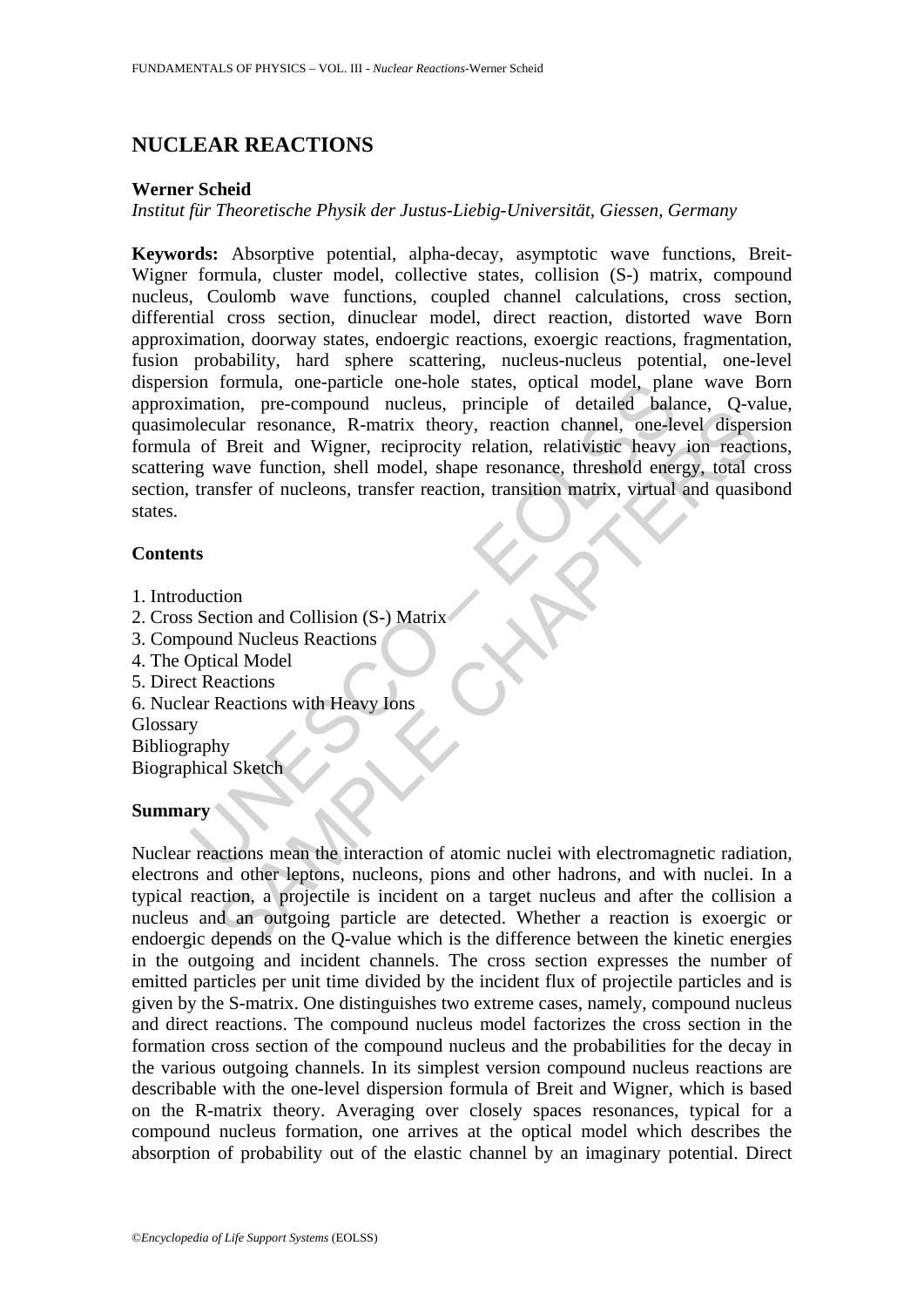# NUCLEAR REACTIONS

**Werner Scheid**

*Institut für Theoretische Physik der Justus-Liebig-Universität, Giessen, Germany*

**Keywords:** Absorptive potential, alpha-decay, asymptotic wave functions, Breit-Wigner formula, cluster model, collective states, collision (S-) matrix, compound nucleus, Coulomb wave functions, coupled channel calculations, cross section, differential cross section, dinuclear model, direct reaction, distorted wave Born approximation, doorway states, endoergic reactions, exoergic reactions, fragmentation, fusion probability, hard sphere scattering, nucleus-nucleus potential, one-level dispersion formula, one-particle one-hole states, optical model, plane wave Born approximation, pre-compound nucleus, principle of detailed balance, Q-value, quasimolecular resonance, R-matrix theory, reaction channel, one-level dispersion formula of Breit and Wigner, reciprocity relation, relativistic heavy ion reactions, scattering wave function, shell model, shape resonance, threshold energy, total cross section, transfer of nucleons, transfer reaction, transition matrix, virtual and quasibond states.

## Contents

1. Introduction
2. Cross Section and Collision (S-) Matrix
3. Compound Nucleus Reactions
4. The Optical Model
5. Direct Reactions
6. Nuclear Reactions with Heavy Ions

Glossary
Bibliography
Biographical Sketch

## Summary

Nuclear reactions mean the interaction of atomic nuclei with electromagnetic radiation, electrons and other leptons, nucleons, pions and other hadrons, and with nuclei. In a typical reaction, a projectile is incident on a target nucleus and after the collision a nucleus and an outgoing particle are detected. Whether a reaction is exoergic or endoergic depends on the Q-value which is the difference between the kinetic energies in the outgoing and incident channels. The cross section expresses the number of emitted particles per unit time divided by the incident flux of projectile particles and is given by the S-matrix. One distinguishes two extreme cases, namely, compound nucleus and direct reactions. The compound nucleus model factorizes the cross section in the formation cross section of the compound nucleus and the probabilities for the decay in the various outgoing channels. In its simplest version compound nucleus reactions are describable with the one-level dispersion formula of Breit and Wigner, which is based on the R-matrix theory. Averaging over closely spaces resonances, typical for a compound nucleus formation, one arrives at the optical model which describes the absorption of probability out of the elastic channel by an imaginary potential. Direct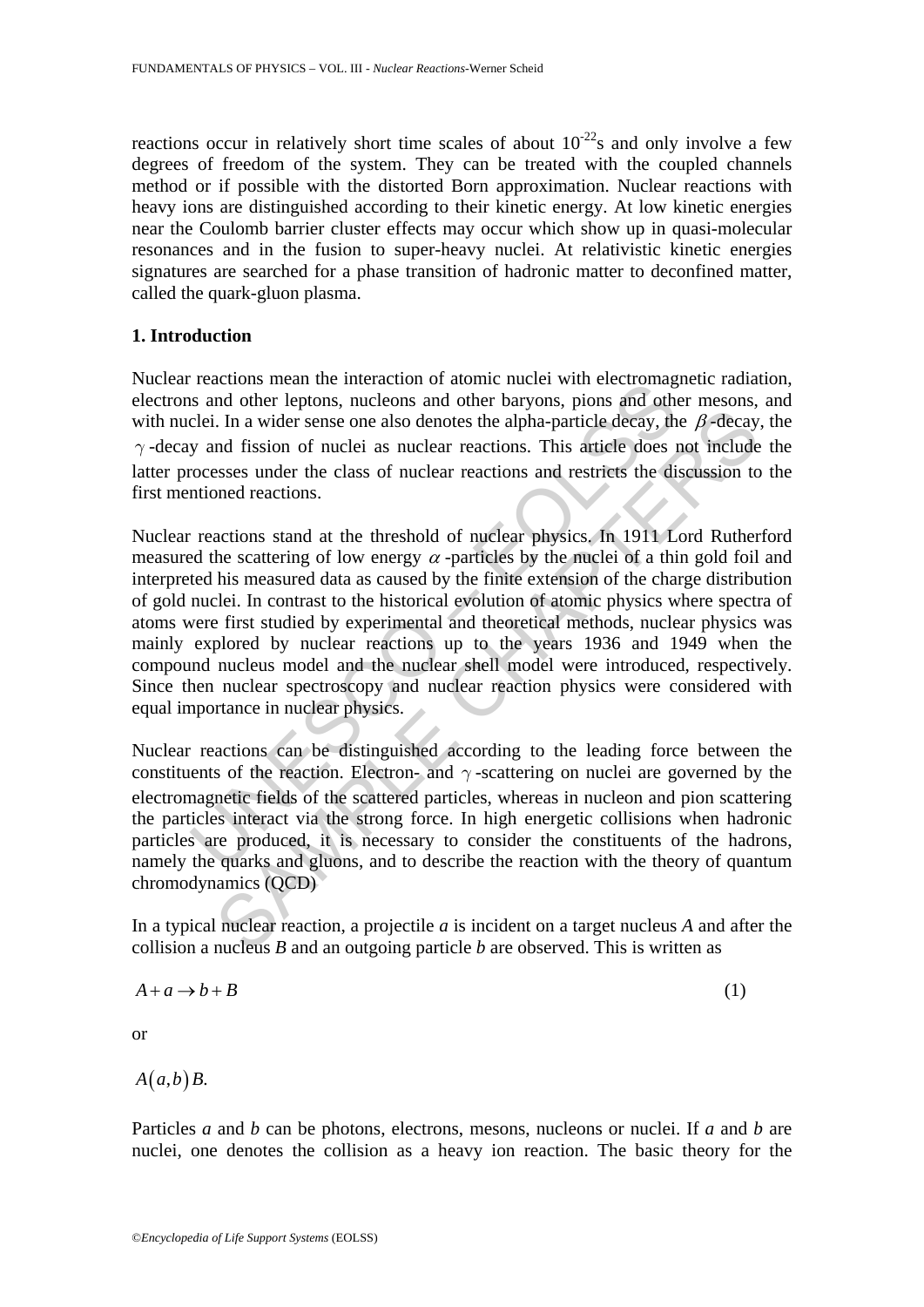reactions occur in relatively short time scales of about $10^{-22}$s and only involve a few degrees of freedom of the system. They can be treated with the coupled channels method or if possible with the distorted Born approximation. Nuclear reactions with heavy ions are distinguished according to their kinetic energy. At low kinetic energies near the Coulomb barrier cluster effects may occur which show up in quasi-molecular resonances and in the fusion to super-heavy nuclei. At relativistic kinetic energies signatures are searched for a phase transition of hadronic matter to deconfined matter, called the quark-gluon plasma.

## 1. Introduction

Nuclear reactions mean the interaction of atomic nuclei with electromagnetic radiation, electrons and other leptons, nucleons and other baryons, pions and other mesons, and with nuclei. In a wider sense one also denotes the alpha-particle decay, the $\beta$-decay, the $\gamma$-decay and fission of nuclei as nuclear reactions. This article does not include the latter processes under the class of nuclear reactions and restricts the discussion to the first mentioned reactions.

Nuclear reactions stand at the threshold of nuclear physics. In 1911 Lord Rutherford measured the scattering of low energy $\alpha$-particles by the nuclei of a thin gold foil and interpreted his measured data as caused by the finite extension of the charge distribution of gold nuclei. In contrast to the historical evolution of atomic physics where spectra of atoms were first studied by experimental and theoretical methods, nuclear physics was mainly explored by nuclear reactions up to the years 1936 and 1949 when the compound nucleus model and the nuclear shell model were introduced, respectively. Since then nuclear spectroscopy and nuclear reaction physics were considered with equal importance in nuclear physics.

Nuclear reactions can be distinguished according to the leading force between the constituents of the reaction. Electron- and $\gamma$-scattering on nuclei are governed by the electromagnetic fields of the scattered particles, whereas in nucleon and pion scattering the particles interact via the strong force. In high energetic collisions when hadronic particles are produced, it is necessary to consider the constituents of the hadrons, namely the quarks and gluons, and to describe the reaction with the theory of quantum chromodynamics (QCD)

In a typical nuclear reaction, a projectile *a* is incident on a target nucleus *A* and after the collision a nucleus *B* and an outgoing particle *b* are observed. This is written as

$$A + a \rightarrow b + B \tag{1}$$

or

$$A(a,b)B.$$

Particles *a* and *b* can be photons, electrons, mesons, nucleons or nuclei. If *a* and *b* are nuclei, one denotes the collision as a heavy ion reaction. The basic theory for the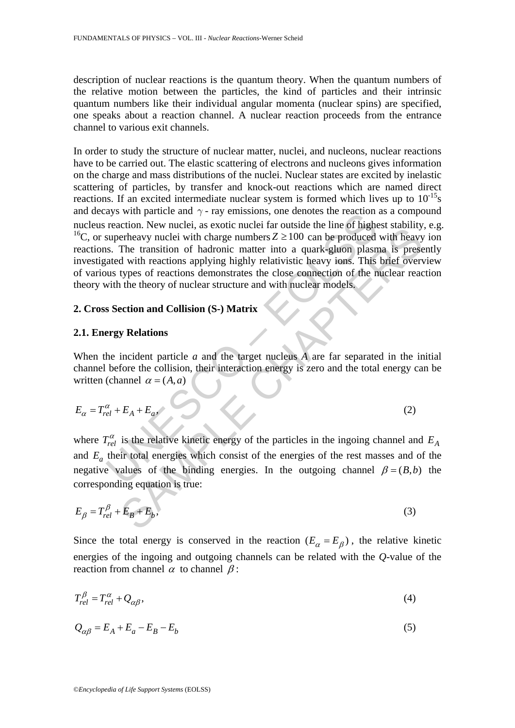description of nuclear reactions is the quantum theory. When the quantum numbers of the relative motion between the particles, the kind of particles and their intrinsic quantum numbers like their individual angular momenta (nuclear spins) are specified, one speaks about a reaction channel. A nuclear reaction proceeds from the entrance channel to various exit channels.

In order to study the structure of nuclear matter, nuclei, and nucleons, nuclear reactions have to be carried out. The elastic scattering of electrons and nucleons gives information on the charge and mass distributions of the nuclei. Nuclear states are excited by inelastic scattering of particles, by transfer and knock-out reactions which are named direct reactions. If an excited intermediate nuclear system is formed which lives up to $10^{-15}$s and decays with particle and $\gamma$ - ray emissions, one denotes the reaction as a compound nucleus reaction. New nuclei, as exotic nuclei far outside the line of highest stability, e.g. $^{16}$C, or superheavy nuclei with charge numbers $Z \geq 100$ can be produced with heavy ion reactions. The transition of hadronic matter into a quark-gluon plasma is presently investigated with reactions applying highly relativistic heavy ions. This brief overview of various types of reactions demonstrates the close connection of the nuclear reaction theory with the theory of nuclear structure and with nuclear models.

## 2. Cross Section and Collision (S-) Matrix

### 2.1. Energy Relations

When the incident particle *a* and the target nucleus *A* are far separated in the initial channel before the collision, their interaction energy is zero and the total energy can be written (channel $\alpha = (A, a)$)

$$E_{\alpha} = T_{rel}^{\alpha} + E_A + E_a, \tag{2}$$

where $T_{rel}^{\alpha}$ is the relative kinetic energy of the particles in the ingoing channel and $E_A$ and $E_a$ their total energies which consist of the energies of the rest masses and of the negative values of the binding energies. In the outgoing channel $\beta = (B, b)$ the corresponding equation is true:

$$E_{\beta} = T_{rel}^{\beta} + E_B + E_b, \tag{3}$$

Since the total energy is conserved in the reaction $(E_{\alpha} = E_{\beta})$, the relative kinetic energies of the ingoing and outgoing channels can be related with the *Q*-value of the reaction from channel $\alpha$ to channel $\beta$:

$$T_{rel}^{\beta} = T_{rel}^{\alpha} + Q_{\alpha\beta}, \tag{4}$$

$$Q_{\alpha\beta} = E_A + E_a - E_B - E_b \tag{5}$$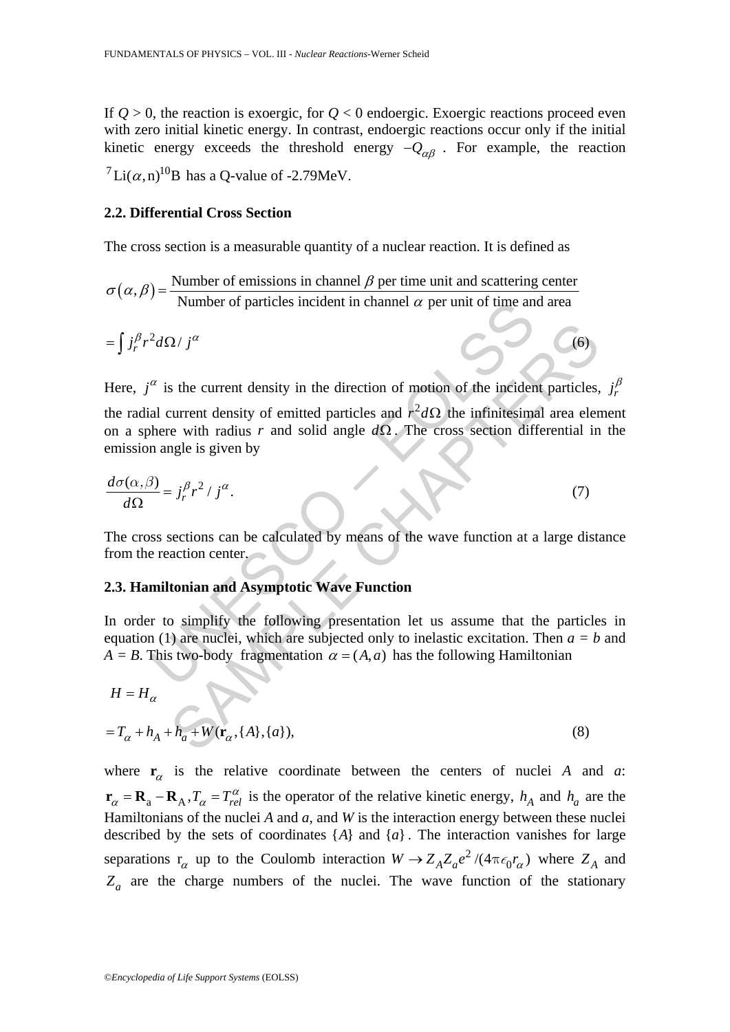If $Q > 0$, the reaction is exoergic, for $Q < 0$ endoergic. Exoergic reactions proceed even with zero initial kinetic energy. In contrast, endoergic reactions occur only if the initial kinetic energy exceeds the threshold energy $-Q_{\alpha\beta}$ . For example, the reaction $^{7}\mathrm{Li}(\alpha,\mathrm{n})^{10}\mathrm{B}$ has a Q-value of -2.79MeV.

### 2.2. Differential Cross Section

The cross section is a measurable quantity of a nuclear reaction. It is defined as

$$\sigma(\alpha,\beta) = \frac{\text{Number of emissions in channel } \beta \text{ per time unit and scattering center}}{\text{Number of particles incident in channel } \alpha \text{ per unit of time and area}}$$

$$= \int j_r^{\beta} r^2 d\Omega \,/\, j^{\alpha} \tag{6}$$

Here, $j^{\alpha}$ is the current density in the direction of motion of the incident particles, $j_r^{\beta}$ the radial current density of emitted particles and $r^2 d\Omega$ the infinitesimal area element on a sphere with radius $r$ and solid angle $d\Omega$. The cross section differential in the emission angle is given by

$$\frac{d\sigma(\alpha,\beta)}{d\Omega} = j_r^{\beta} r^2 \,/\, j^{\alpha}. \tag{7}$$

The cross sections can be calculated by means of the wave function at a large distance from the reaction center.

### 2.3. Hamiltonian and Asymptotic Wave Function

In order to simplify the following presentation let us assume that the particles in equation (1) are nuclei, which are subjected only to inelastic excitation. Then $a = b$ and $A = B$. This two-body fragmentation $\alpha = (A,a)$ has the following Hamiltonian

$$H = H_{\alpha}$$

$$= T_{\alpha} + h_A + h_a + W(\mathbf{r}_{\alpha}, \{A\}, \{a\}), \tag{8}$$

where $\mathbf{r}_{\alpha}$ is the relative coordinate between the centers of nuclei $A$ and $a$: $\mathbf{r}_{\alpha} = \mathbf{R}_{\mathrm{a}} - \mathbf{R}_{\mathrm{A}}, T_{\alpha} = T_{rel}^{\alpha}$ is the operator of the relative kinetic energy, $h_A$ and $h_a$ are the Hamiltonians of the nuclei $A$ and $a$, and $W$ is the interaction energy between these nuclei described by the sets of coordinates $\{A\}$ and $\{a\}$. The interaction vanishes for large separations $r_{\alpha}$ up to the Coulomb interaction $W \to Z_A Z_a e^2 / (4\pi\epsilon_0 r_{\alpha})$ where $Z_A$ and $Z_a$ are the charge numbers of the nuclei. The wave function of the stationary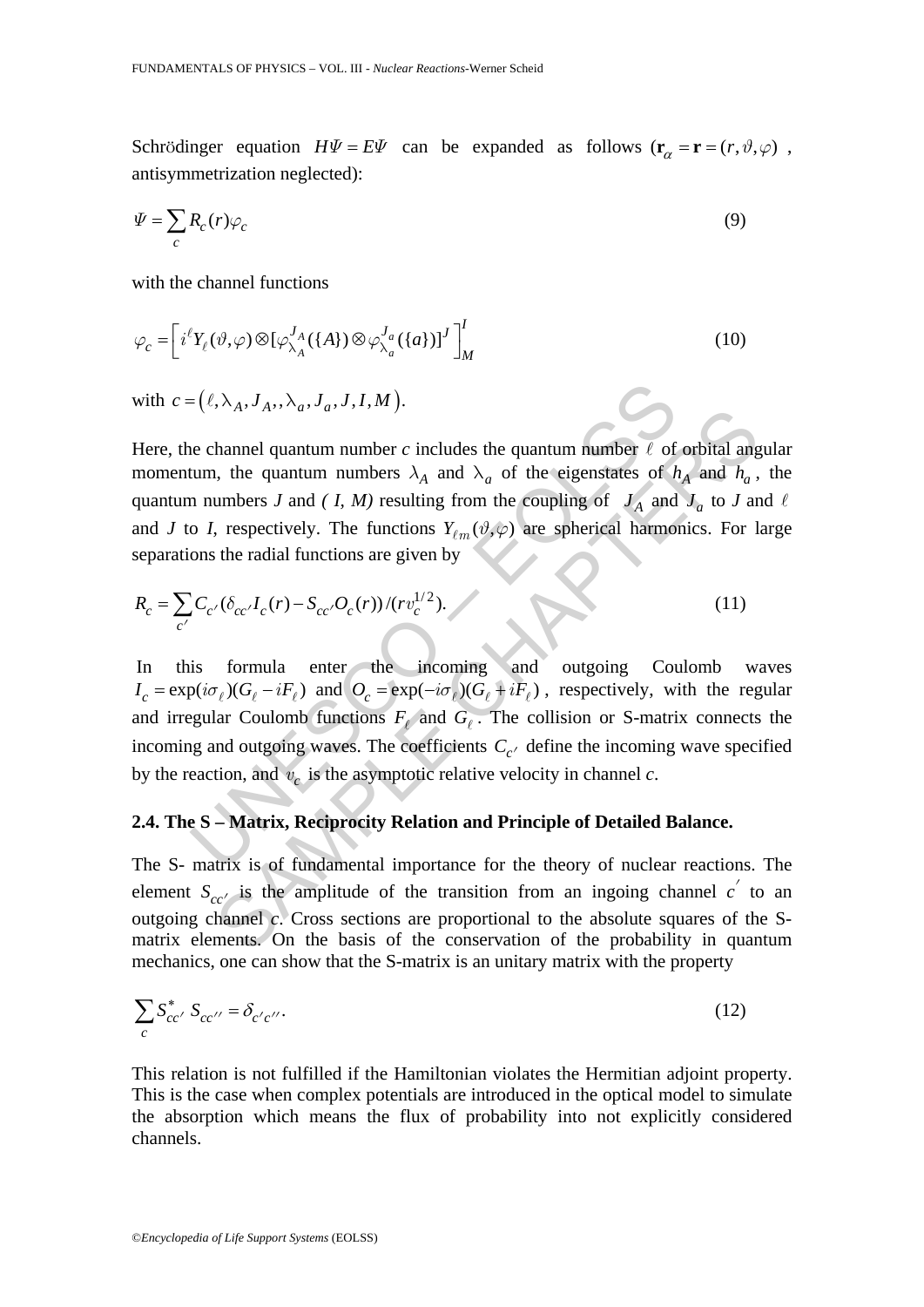Schrödinger equation $H\Psi = E\Psi$ can be expanded as follows ($\mathbf{r}_\alpha = \mathbf{r} = (r, \vartheta, \varphi)$, antisymmetrization neglected):

$$\Psi = \sum_c R_c(r)\varphi_c \tag{9}$$

with the channel functions

$$\varphi_c = \left[ i^\ell Y_\ell(\vartheta,\varphi) \otimes [\varphi_{\lambda_A}^{J_A}(\{A\}) \otimes \varphi_{\lambda_a}^{J_a}(\{a\})]^J \right]_M^I \tag{10}$$

with $c = \left(\ell, \lambda_A, J_A,, \lambda_a, J_a, J, I, M\right)$.

Here, the channel quantum number *c* includes the quantum number $\ell$ of orbital angular momentum, the quantum numbers $\lambda_A$ and $\lambda_a$ of the eigenstates of $h_A$ and $h_a$, the quantum numbers *J* and *( I, M)* resulting from the coupling of $J_A$ and $J_a$ to *J* and $\ell$ and *J* to *I*, respectively. The functions $Y_{\ell m}(\vartheta, \varphi)$ are spherical harmonics. For large separations the radial functions are given by

$$R_c = \sum_{c'} C_{c'}(\delta_{cc'} I_c(r) - S_{cc'} O_c(r)) / (r v_c^{1/2}). \tag{11}$$

In this formula enter the incoming and outgoing Coulomb waves $I_c = \exp(i\sigma_\ell)(G_\ell - iF_\ell)$ and $O_c = \exp(-i\sigma_\ell)(G_\ell + iF_\ell)$, respectively, with the regular and irregular Coulomb functions $F_\ell$ and $G_\ell$. The collision or S-matrix connects the incoming and outgoing waves. The coefficients $C_{c'}$ define the incoming wave specified by the reaction, and $v_c$ is the asymptotic relative velocity in channel *c*.

### 2.4. The S – Matrix, Reciprocity Relation and Principle of Detailed Balance.

The S- matrix is of fundamental importance for the theory of nuclear reactions. The element $S_{cc'}$ is the amplitude of the transition from an ingoing channel $c'$ to an outgoing channel *c*. Cross sections are proportional to the absolute squares of the S-matrix elements. On the basis of the conservation of the probability in quantum mechanics, one can show that the S-matrix is an unitary matrix with the property

$$\sum_c S_{cc'}^* \, S_{cc''} = \delta_{c'c''}. \tag{12}$$

This relation is not fulfilled if the Hamiltonian violates the Hermitian adjoint property. This is the case when complex potentials are introduced in the optical model to simulate the absorption which means the flux of probability into not explicitly considered channels.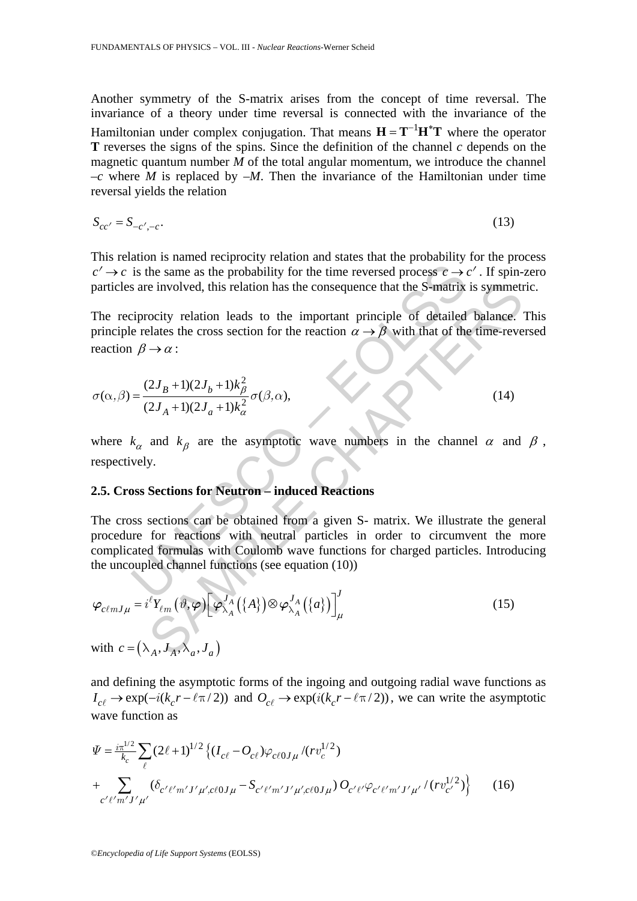Another symmetry of the S-matrix arises from the concept of time reversal. The invariance of a theory under time reversal is connected with the invariance of the Hamiltonian under complex conjugation. That means $\mathbf{H} = \mathbf{T}^{-1}\mathbf{H}^{*}\mathbf{T}$ where the operator **T** reverses the signs of the spins. Since the definition of the channel $c$ depends on the magnetic quantum number $M$ of the total angular momentum, we introduce the channel $-c$ where $M$ is replaced by $-M$. Then the invariance of the Hamiltonian under time reversal yields the relation

$$S_{cc'} = S_{-c',-c}. \tag{13}$$

This relation is named reciprocity relation and states that the probability for the process $c' \to c$ is the same as the probability for the time reversed process $c \to c'$. If spin-zero particles are involved, this relation has the consequence that the S-matrix is symmetric.

The reciprocity relation leads to the important principle of detailed balance. This principle relates the cross section for the reaction $\alpha \to \beta$ with that of the time-reversed reaction $\beta \to \alpha$:

$$\sigma(\alpha,\beta) = \frac{(2J_B+1)(2J_b+1)k_\beta^2}{(2J_A+1)(2J_a+1)k_\alpha^2}\sigma(\beta,\alpha), \tag{14}$$

where $k_\alpha$ and $k_\beta$ are the asymptotic wave numbers in the channel $\alpha$ and $\beta$, respectively.

### 2.5. Cross Sections for Neutron – induced Reactions

The cross sections can be obtained from a given S- matrix. We illustrate the general procedure for reactions with neutral particles in order to circumvent the more complicated formulas with Coulomb wave functions for charged particles. Introducing the uncoupled channel functions (see equation (10))

$$\varphi_{c\ell mJ\mu} = i^{\ell} Y_{\ell m}(\vartheta,\varphi)\left[\varphi_{\lambda_A}^{J_A}(\{A\}) \otimes \varphi_{\lambda_A}^{J_A}(\{a\})\right]_{\mu}^{J} \tag{15}$$

with $c = (\lambda_A, J_A, \lambda_a, J_a)$

and defining the asymptotic forms of the ingoing and outgoing radial wave functions as $I_{c\ell} \to \exp(-i(k_c r - \ell\pi/2))$ and $O_{c\ell} \to \exp(i(k_c r - \ell\pi/2))$, we can write the asymptotic wave function as

$$\begin{aligned}
\Psi = \frac{i\pi^{1/2}}{k_c}\sum_{\ell}(2\ell+1)^{1/2}\Big\{&(I_{c\ell} - O_{c\ell})\varphi_{c\ell 0J\mu}/(rv_c^{1/2}) \\
+ \sum_{c'\ell'm'J'\mu'}&(\delta_{c'\ell'm'J'\mu',c\ell 0J\mu} - S_{c'\ell'm'J'\mu',c\ell 0J\mu})\,O_{c'\ell'}\varphi_{c'\ell'm'J'\mu'}/(rv_{c'}^{1/2})\Big\}
\end{aligned} \tag{16}$$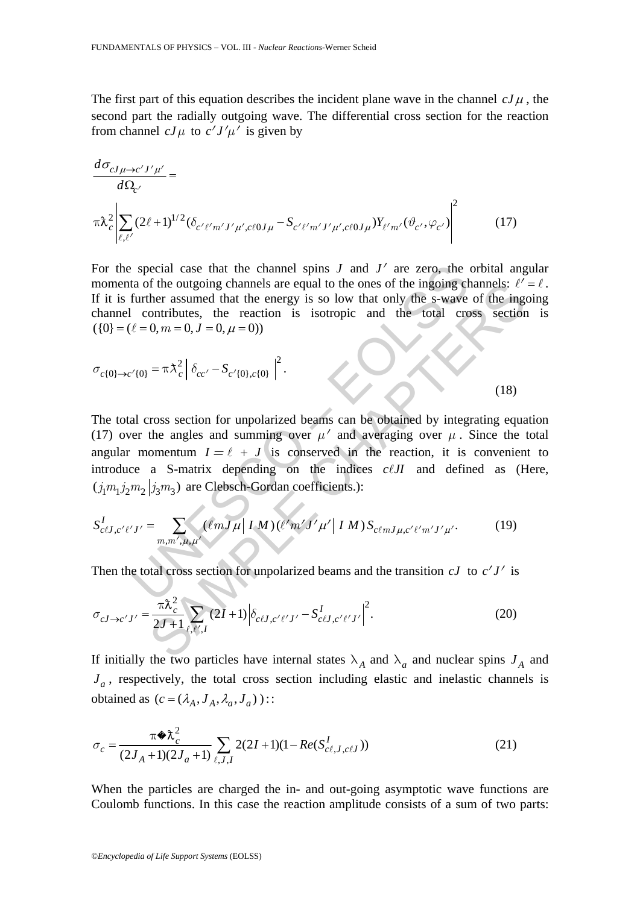The first part of this equation describes the incident plane wave in the channel $cJ\mu$, the second part the radially outgoing wave. The differential cross section for the reaction from channel $cJ\mu$ to $c'J'\mu'$ is given by

$$\frac{d\sigma_{cJ\mu\to c'J'\mu'}}{d\Omega_{c'}} =$$

$$\pi\lambda\!\!\!^{-}{}_c^2 \left| \sum_{\ell,\ell'} (2\ell+1)^{1/2} (\delta_{c'\ell'm'J'\mu',c\ell 0J\mu} - S_{c'\ell'm'J'\mu',c\ell 0J\mu}) Y_{\ell'm'}(\vartheta_{c'},\varphi_{c'}) \right|^2 \qquad (17)$$

For the special case that the channel spins $J$ and $J'$ are zero, the orbital angular momenta of the outgoing channels are equal to the ones of the ingoing channels: $\ell' = \ell$. If it is further assumed that the energy is so low that only the s-wave of the ingoing channel contributes, the reaction is isotropic and the total cross section is $(\{0\} = (\ell = 0, m = 0, J = 0, \mu = 0))$

$$\sigma_{c\{0\}\to c'\{0\}} = \pi\lambda\!\!\!^{-}{}_c^2 \left| \delta_{cc'} - S_{c'\{0\},c\{0\}} \right|^2. \qquad (18)$$

The total cross section for unpolarized beams can be obtained by integrating equation (17) over the angles and summing over $\mu'$ and averaging over $\mu$. Since the total angular momentum $I = \ell + J$ is conserved in the reaction, it is convenient to introduce a S-matrix depending on the indices $c\ell JI$ and defined as (Here, $(j_1 m_1 j_2 m_2 | j_3 m_3)$ are Clebsch-Gordan coefficients.):

$$S^I_{c\ell J,c'\ell'J'} = \sum_{m,m',\mu,\mu'} (\ell m J\mu | IM)(\ell' m' J'\mu' | IM) S_{c\ell mJ\mu,c'\ell'm'J'\mu'}. \qquad (19)$$

Then the total cross section for unpolarized beams and the transition $cJ$ to $c'J'$ is

$$\sigma_{cJ\to c'J'} = \frac{\pi\lambda\!\!\!^{-}{}_c^2}{2J+1} \sum_{\ell,\ell',I} (2I+1) \left| \delta_{c\ell J,c'\ell'J'} - S^I_{c\ell J,c'\ell'J'} \right|^2. \qquad (20)$$

If initially the two particles have internal states $\lambda_A$ and $\lambda_a$ and nuclear spins $J_A$ and $J_a$, respectively, the total cross section including elastic and inelastic channels is obtained as $(c = (\lambda_A, J_A, \lambda_a, J_a))$::

$$\sigma_c = \frac{\pi\lambda\!\!\!^{-}{}_c^2}{(2J_A+1)(2J_a+1)} \sum_{\ell,J,I} 2(2I+1)(1 - Re(S^I_{c\ell,J,c\ell J})) \qquad (21)$$

When the particles are charged the in- and out-going asymptotic wave functions are Coulomb functions. In this case the reaction amplitude consists of a sum of two parts: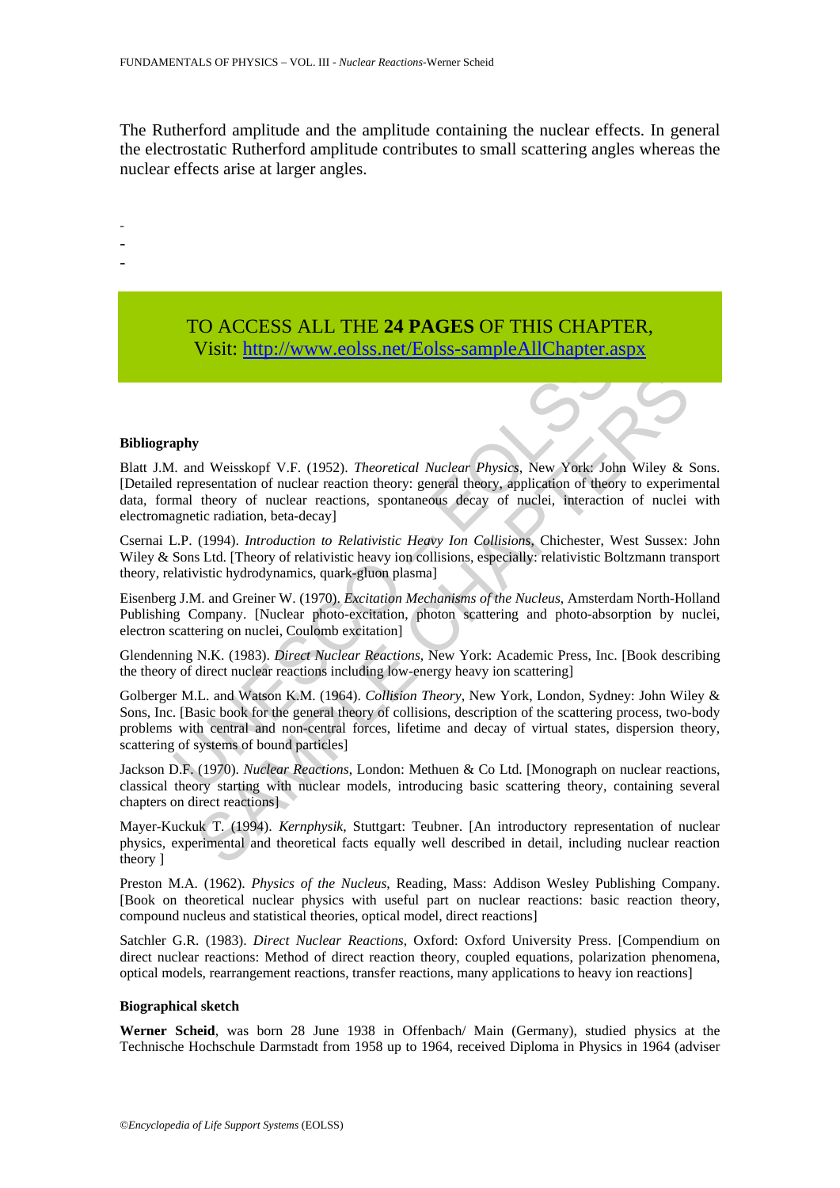The Rutherford amplitude and the amplitude containing the nuclear effects. In general the electrostatic Rutherford amplitude contributes to small scattering angles whereas the nuclear effects arise at larger angles.

-
-
-

TO ACCESS ALL THE **24 PAGES** OF THIS CHAPTER,
Visit: http://www.eolss.net/Eolss-sampleAllChapter.aspx

**Bibliography**

Blatt J.M. and Weisskopf V.F. (1952). *Theoretical Nuclear Physics*, New York: John Wiley & Sons. [Detailed representation of nuclear reaction theory: general theory, application of theory to experimental data, formal theory of nuclear reactions, spontaneous decay of nuclei, interaction of nuclei with electromagnetic radiation, beta-decay]

Csernai L.P. (1994). *Introduction to Relativistic Heavy Ion Collisions*, Chichester, West Sussex: John Wiley & Sons Ltd. [Theory of relativistic heavy ion collisions, especially: relativistic Boltzmann transport theory, relativistic hydrodynamics, quark-gluon plasma]

Eisenberg J.M. and Greiner W. (1970). *Excitation Mechanisms of the Nucleus*, Amsterdam North-Holland Publishing Company. [Nuclear photo-excitation, photon scattering and photo-absorption by nuclei, electron scattering on nuclei, Coulomb excitation]

Glendenning N.K. (1983). *Direct Nuclear Reactions*, New York: Academic Press, Inc. [Book describing the theory of direct nuclear reactions including low-energy heavy ion scattering]

Golberger M.L. and Watson K.M. (1964). *Collision Theory*, New York, London, Sydney: John Wiley & Sons, Inc. [Basic book for the general theory of collisions, description of the scattering process, two-body problems with central and non-central forces, lifetime and decay of virtual states, dispersion theory, scattering of systems of bound particles]

Jackson D.F. (1970). *Nuclear Reactions*, London: Methuen & Co Ltd. [Monograph on nuclear reactions, classical theory starting with nuclear models, introducing basic scattering theory, containing several chapters on direct reactions]

Mayer-Kuckuk T. (1994). *Kernphysik*, Stuttgart: Teubner. [An introductory representation of nuclear physics, experimental and theoretical facts equally well described in detail, including nuclear reaction theory ]

Preston M.A. (1962). *Physics of the Nucleus*, Reading, Mass: Addison Wesley Publishing Company. [Book on theoretical nuclear physics with useful part on nuclear reactions: basic reaction theory, compound nucleus and statistical theories, optical model, direct reactions]

Satchler G.R. (1983). *Direct Nuclear Reactions*, Oxford: Oxford University Press. [Compendium on direct nuclear reactions: Method of direct reaction theory, coupled equations, polarization phenomena, optical models, rearrangement reactions, transfer reactions, many applications to heavy ion reactions]

**Biographical sketch**

**Werner Scheid**, was born 28 June 1938 in Offenbach/ Main (Germany), studied physics at the Technische Hochschule Darmstadt from 1958 up to 1964, received Diploma in Physics in 1964 (adviser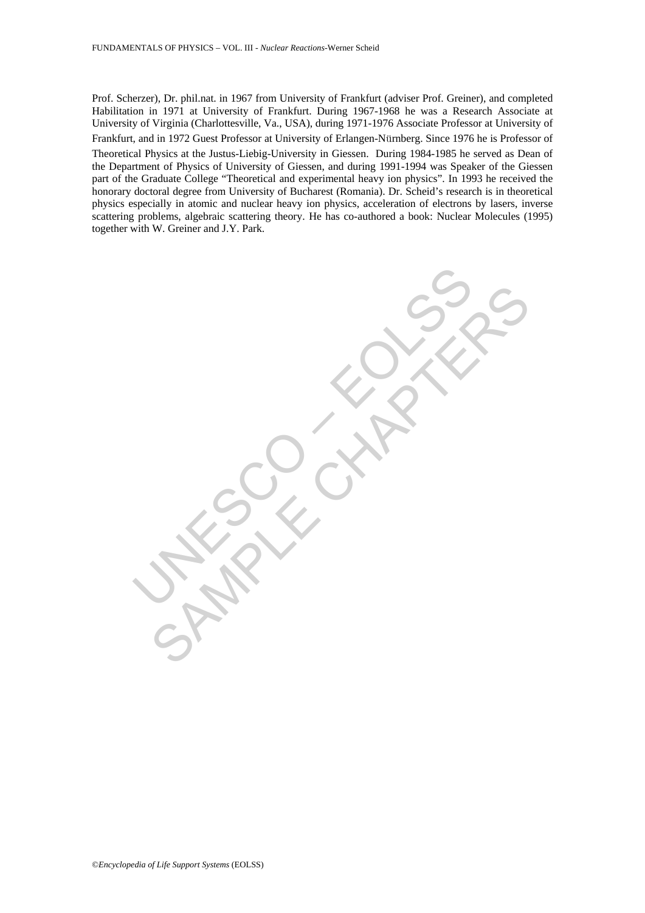Prof. Scherzer), Dr. phil.nat. in 1967 from University of Frankfurt (adviser Prof. Greiner), and completed Habilitation in 1971 at University of Frankfurt. During 1967-1968 he was a Research Associate at University of Virginia (Charlottesville, Va., USA), during 1971-1976 Associate Professor at University of Frankfurt, and in 1972 Guest Professor at University of Erlangen-Nürnberg. Since 1976 he is Professor of Theoretical Physics at the Justus-Liebig-University in Giessen. During 1984-1985 he served as Dean of the Department of Physics of University of Giessen, and during 1991-1994 was Speaker of the Giessen part of the Graduate College "Theoretical and experimental heavy ion physics". In 1993 he received the honorary doctoral degree from University of Bucharest (Romania). Dr. Scheid's research is in theoretical physics especially in atomic and nuclear heavy ion physics, acceleration of electrons by lasers, inverse scattering problems, algebraic scattering theory. He has co-authored a book: Nuclear Molecules (1995) together with W. Greiner and J.Y. Park.